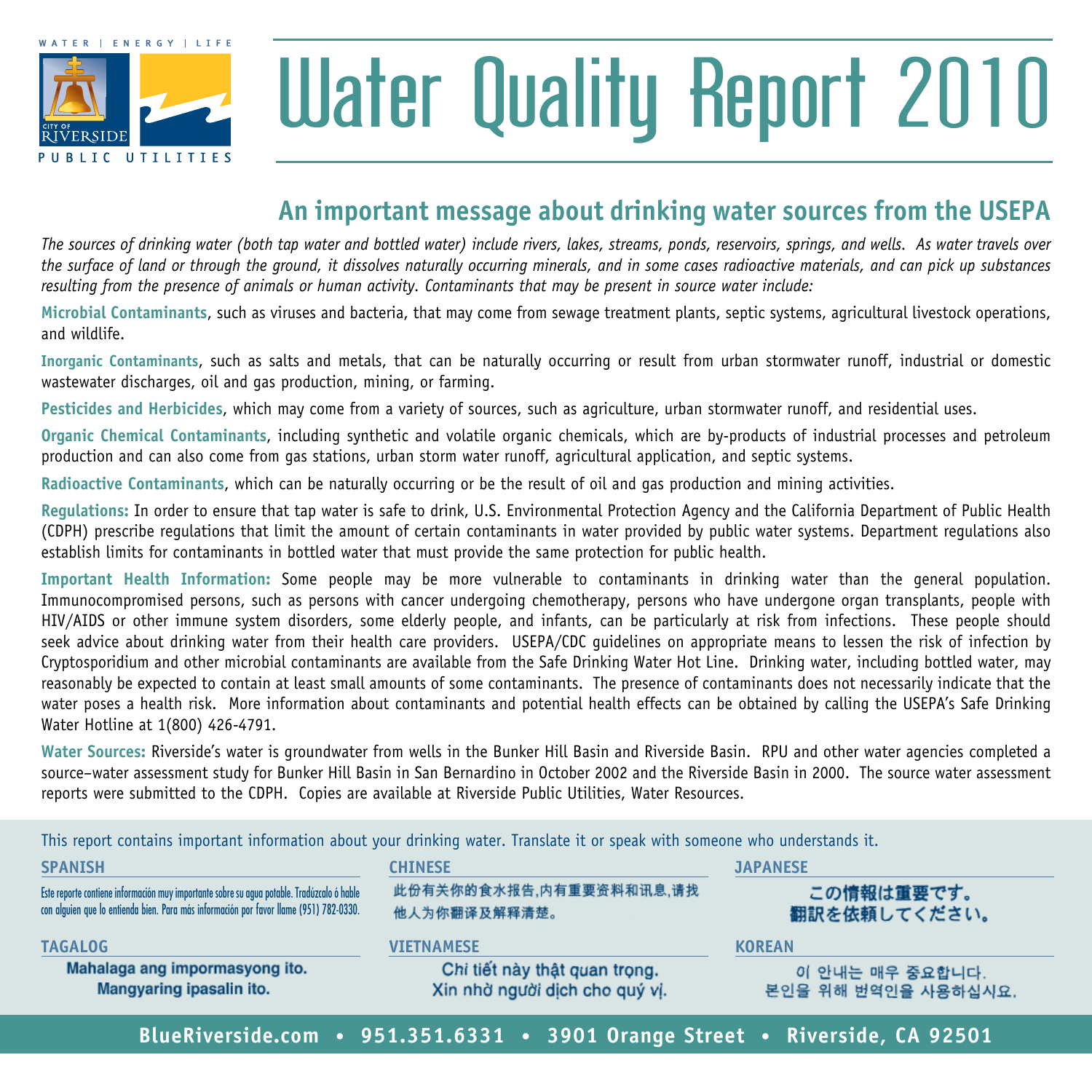WATER | ENERGY | LIFE

CITY OF RIVERSIDE

PUBLIC UTILITIES

# Water Quality Report 2010

## An important message about drinking water sources from the USEPA

*The sources of drinking water (both tap water and bottled water) include rivers, lakes, streams, ponds, reservoirs, springs, and wells. As water travels over the surface of land or through the ground, it dissolves naturally occurring minerals, and in some cases radioactive materials, and can pick up substances resulting from the presence of animals or human activity. Contaminants that may be present in source water include:*

**Microbial Contaminants**, such as viruses and bacteria, that may come from sewage treatment plants, septic systems, agricultural livestock operations, and wildlife.

**Inorganic Contaminants**, such as salts and metals, that can be naturally occurring or result from urban stormwater runoff, industrial or domestic wastewater discharges, oil and gas production, mining, or farming.

**Pesticides and Herbicides**, which may come from a variety of sources, such as agriculture, urban stormwater runoff, and residential uses.

**Organic Chemical Contaminants**, including synthetic and volatile organic chemicals, which are by-products of industrial processes and petroleum production and can also come from gas stations, urban storm water runoff, agricultural application, and septic systems.

**Radioactive Contaminants**, which can be naturally occurring or be the result of oil and gas production and mining activities.

**Regulations:** In order to ensure that tap water is safe to drink, U.S. Environmental Protection Agency and the California Department of Public Health (CDPH) prescribe regulations that limit the amount of certain contaminants in water provided by public water systems. Department regulations also establish limits for contaminants in bottled water that must provide the same protection for public health.

**Important Health Information:** Some people may be more vulnerable to contaminants in drinking water than the general population. Immunocompromised persons, such as persons with cancer undergoing chemotherapy, persons who have undergone organ transplants, people with HIV/AIDS or other immune system disorders, some elderly people, and infants, can be particularly at risk from infections. These people should seek advice about drinking water from their health care providers. USEPA/CDC guidelines on appropriate means to lessen the risk of infection by Cryptosporidium and other microbial contaminants are available from the Safe Drinking Water Hot Line. Drinking water, including bottled water, may reasonably be expected to contain at least small amounts of some contaminants. The presence of contaminants does not necessarily indicate that the water poses a health risk. More information about contaminants and potential health effects can be obtained by calling the USEPA's Safe Drinking Water Hotline at 1(800) 426-4791.

**Water Sources:** Riverside's water is groundwater from wells in the Bunker Hill Basin and Riverside Basin. RPU and other water agencies completed a source–water assessment study for Bunker Hill Basin in San Bernardino in October 2002 and the Riverside Basin in 2000. The source water assessment reports were submitted to the CDPH. Copies are available at Riverside Public Utilities, Water Resources.

This report contains important information about your drinking water. Translate it or speak with someone who understands it.

**SPANISH**

Este reporte contiene información muy importante sobre su agua potable. Tradúzcalo ó hable con alguien que lo entienda bien. Para más información por favor llame (951) 782-0330.

**CHINESE**

此份有关你的食水报告,内有重要资料和讯息,请找他人为你翻译及解释清楚。

**JAPANESE**

この情報は重要です。
翻訳を依頼してください。

**TAGALOG**

Mahalaga ang impormasyong ito.
Mangyaring ipasalin ito.

**VIETNAMESE**

Chi tiết này thật quan trọng.
Xin nhờ người dịch cho quý vị.

**KOREAN**

이 안내는 매우 중요합니다.
본인을 위해 번역인을 사용하십시요.

**BlueRiverside.com • 951.351.6331 • 3901 Orange Street • Riverside, CA 92501**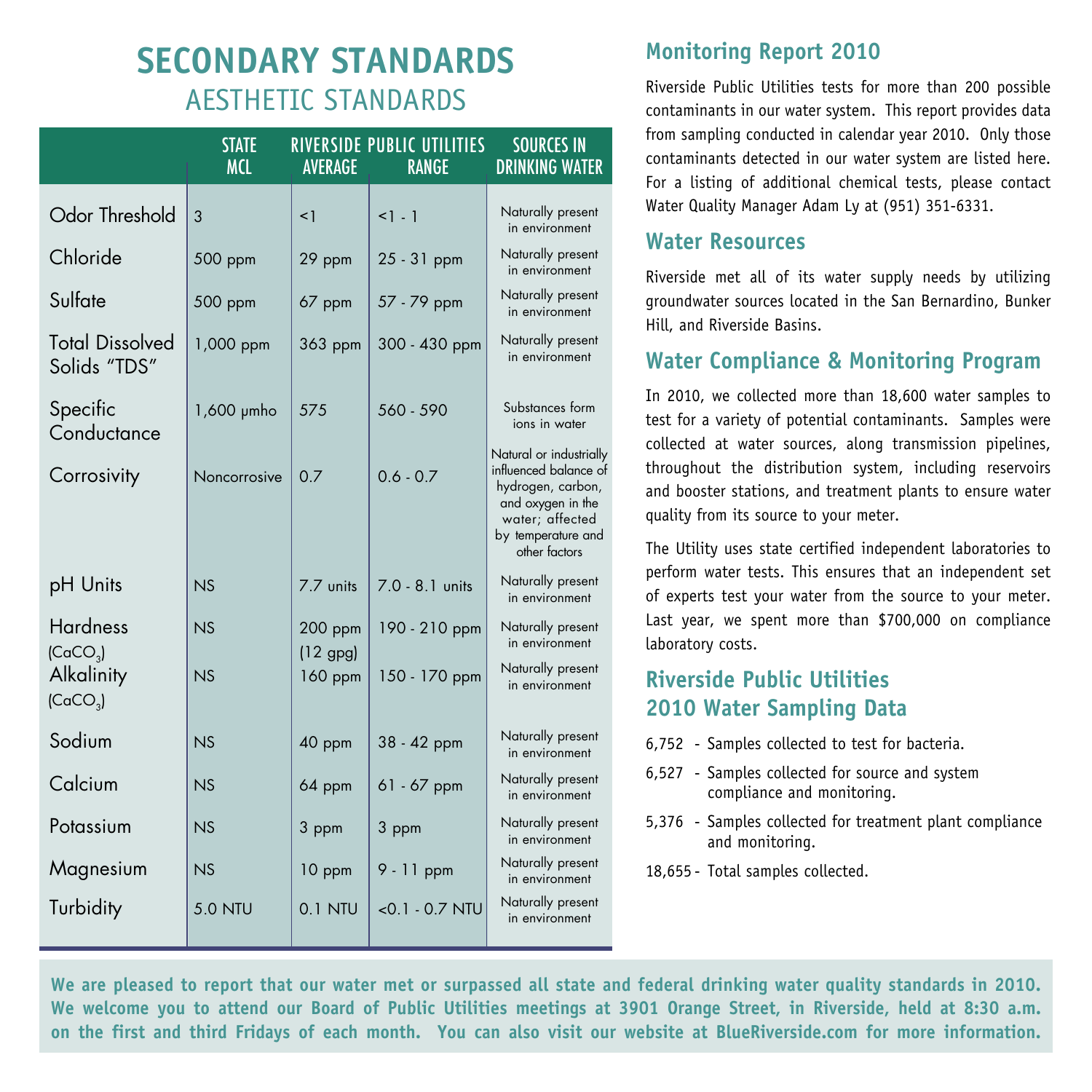# SECONDARY STANDARDS

## AESTHETIC STANDARDS

| | STATE MCL | RIVERSIDE PUBLIC UTILITIES AVERAGE | RIVERSIDE PUBLIC UTILITIES RANGE | SOURCES IN DRINKING WATER |
|---|---|---|---|---|
| Odor Threshold | 3 | <1 | <1 - 1 | Naturally present in environment |
| Chloride | 500 ppm | 29 ppm | 25 - 31 ppm | Naturally present in environment |
| Sulfate | 500 ppm | 67 ppm | 57 - 79 ppm | Naturally present in environment |
| Total Dissolved Solids "TDS" | 1,000 ppm | 363 ppm | 300 - 430 ppm | Naturally present in environment |
| Specific Conductance | 1,600 µmho | 575 | 560 - 590 | Substances form ions in water |
| Corrosivity | Noncorrosive | 0.7 | 0.6 - 0.7 | Natural or industrially influenced balance of hydrogen, carbon, and oxygen in the water; affected by temperature and other factors |
| pH Units | NS | 7.7 units | 7.0 - 8.1 units | Naturally present in environment |
| Hardness ($CaCO_3$) | NS | 200 ppm (12 gpg) | 190 - 210 ppm | Naturally present in environment |
| Alkalinity ($CaCO_3$) | NS | 160 ppm | 150 - 170 ppm | Naturally present in environment |
| Sodium | NS | 40 ppm | 38 - 42 ppm | Naturally present in environment |
| Calcium | NS | 64 ppm | 61 - 67 ppm | Naturally present in environment |
| Potassium | NS | 3 ppm | 3 ppm | Naturally present in environment |
| Magnesium | NS | 10 ppm | 9 - 11 ppm | Naturally present in environment |
| Turbidity | 5.0 NTU | 0.1 NTU | <0.1 - 0.7 NTU | Naturally present in environment |

## Monitoring Report 2010

Riverside Public Utilities tests for more than 200 possible contaminants in our water system. This report provides data from sampling conducted in calendar year 2010. Only those contaminants detected in our water system are listed here. For a listing of additional chemical tests, please contact Water Quality Manager Adam Ly at (951) 351-6331.

## Water Resources

Riverside met all of its water supply needs by utilizing groundwater sources located in the San Bernardino, Bunker Hill, and Riverside Basins.

## Water Compliance & Monitoring Program

In 2010, we collected more than 18,600 water samples to test for a variety of potential contaminants. Samples were collected at water sources, along transmission pipelines, throughout the distribution system, including reservoirs and booster stations, and treatment plants to ensure water quality from its source to your meter.

The Utility uses state certified independent laboratories to perform water tests. This ensures that an independent set of experts test your water from the source to your meter. Last year, we spent more than $700,000 on compliance laboratory costs.

## Riverside Public Utilities 2010 Water Sampling Data

6,752 - Samples collected to test for bacteria.

6,527 - Samples collected for source and system compliance and monitoring.

5,376 - Samples collected for treatment plant compliance and monitoring.

18,655 - Total samples collected.

**We are pleased to report that our water met or surpassed all state and federal drinking water quality standards in 2010. We welcome you to attend our Board of Public Utilities meetings at 3901 Orange Street, in Riverside, held at 8:30 a.m. on the first and third Fridays of each month. You can also visit our website at BlueRiverside.com for more information.**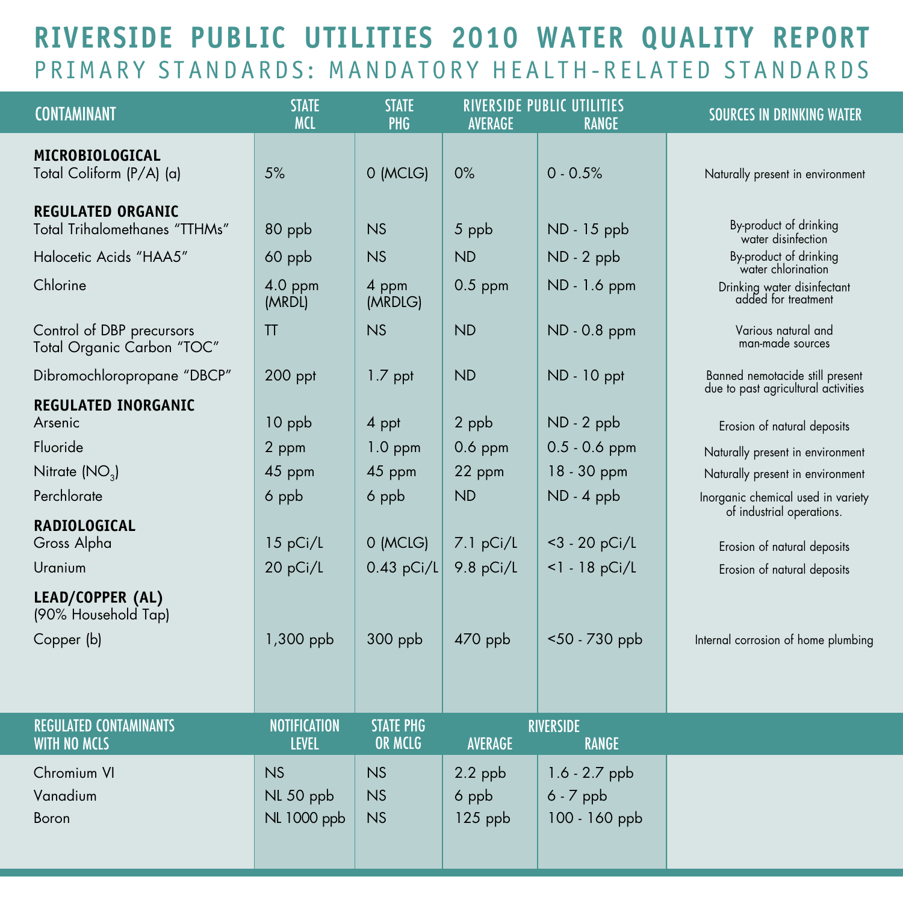# RIVERSIDE PUBLIC UTILITIES 2010 WATER QUALITY REPORT

## PRIMARY STANDARDS: MANDATORY HEALTH-RELATED STANDARDS

| CONTAMINANT | STATE MCL | STATE PHG | RIVERSIDE PUBLIC UTILITIES AVERAGE | RIVERSIDE PUBLIC UTILITIES RANGE | SOURCES IN DRINKING WATER |
|---|---|---|---|---|---|
| **MICROBIOLOGICAL** | | | | | |
| Total Coliform (P/A) (a) | 5% | 0 (MCLG) | 0% | 0 - 0.5% | Naturally present in environment |
| **REGULATED ORGANIC** | | | | | |
| Total Trihalomethanes "TTHMs" | 80 ppb | NS | 5 ppb | ND - 15 ppb | By-product of drinking water disinfection |
| Halocetic Acids "HAA5" | 60 ppb | NS | ND | ND - 2 ppb | By-product of drinking water chlorination |
| Chlorine | 4.0 ppm (MRDL) | 4 ppm (MRDLG) | 0.5 ppm | ND - 1.6 ppm | Drinking water disinfectant added for treatment |
| Control of DBP precursors Total Organic Carbon "TOC" | TT | NS | ND | ND - 0.8 ppm | Various natural and man-made sources |
| Dibromochloropropane "DBCP" | 200 ppt | 1.7 ppt | ND | ND - 10 ppt | Banned nemotacide still present due to past agricultural activities |
| **REGULATED INORGANIC** | | | | | |
| Arsenic | 10 ppb | 4 ppt | 2 ppb | ND - 2 ppb | Erosion of natural deposits |
| Fluoride | 2 ppm | 1.0 ppm | 0.6 ppm | 0.5 - 0.6 ppm | Naturally present in environment |
| Nitrate ($NO_3$) | 45 ppm | 45 ppm | 22 ppm | 18 - 30 ppm | Naturally present in environment |
| Perchlorate | 6 ppb | 6 ppb | ND | ND - 4 ppb | Inorganic chemical used in variety of industrial operations. |
| **RADIOLOGICAL** | | | | | |
| Gross Alpha | 15 pCi/L | 0 (MCLG) | 7.1 pCi/L | <3 - 20 pCi/L | Erosion of natural deposits |
| Uranium | 20 pCi/L | 0.43 pCi/L | 9.8 pCi/L | <1 - 18 pCi/L | Erosion of natural deposits |
| **LEAD/COPPER (AL)** (90% Household Tap) | | | | | |
| Copper (b) | 1,300 ppb | 300 ppb | 470 ppb | <50 - 730 ppb | Internal corrosion of home plumbing |

| REGULATED CONTAMINANTS WITH NO MCLS | NOTIFICATION LEVEL | STATE PHG OR MCLG | RIVERSIDE AVERAGE | RIVERSIDE RANGE |
|---|---|---|---|---|
| Chromium VI | NS | NS | 2.2 ppb | 1.6 - 2.7 ppb |
| Vanadium | NL 50 ppb | NS | 6 ppb | 6 - 7 ppb |
| Boron | NL 1000 ppb | NS | 125 ppb | 100 - 160 ppb |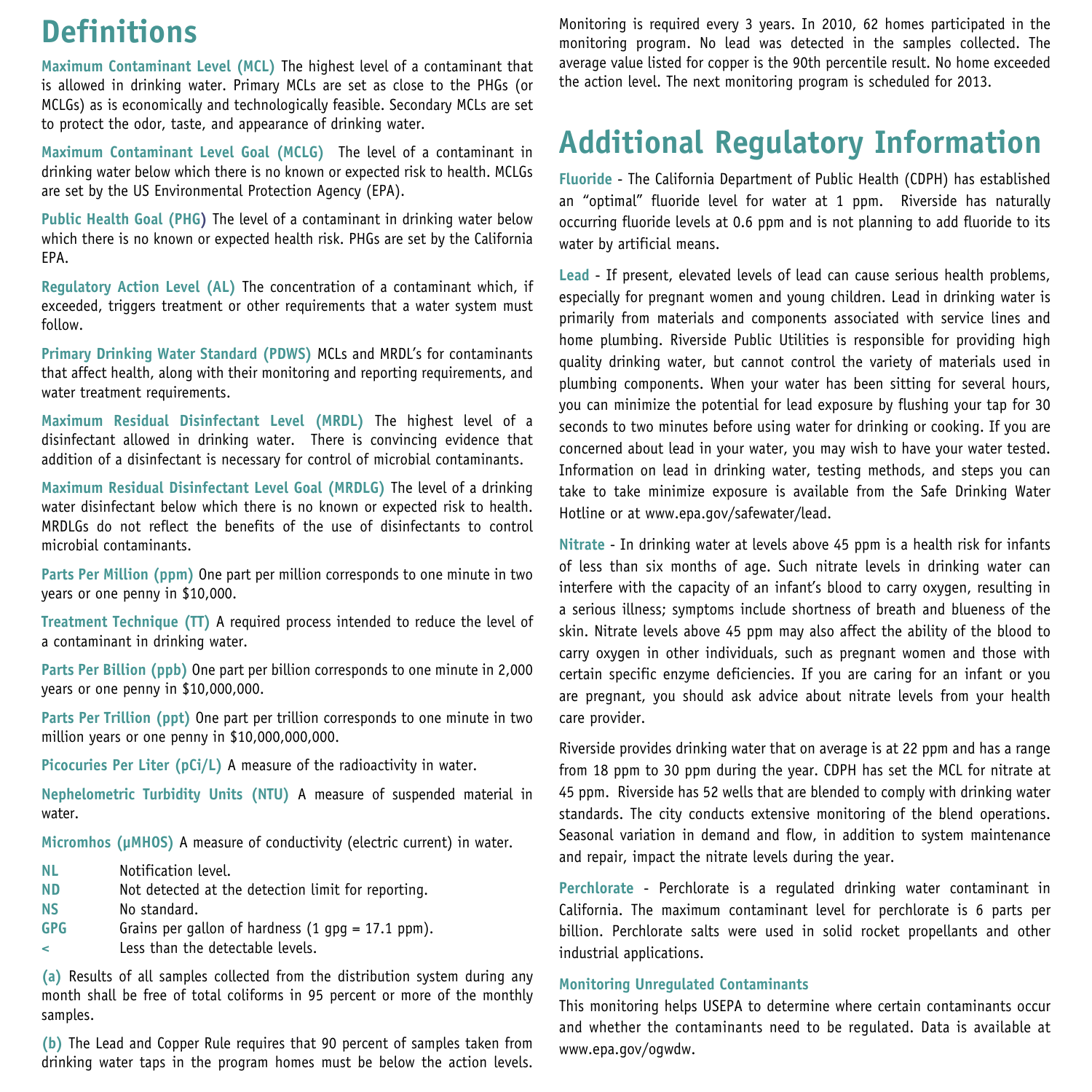# Definitions

**Maximum Contaminant Level (MCL)** The highest level of a contaminant that is allowed in drinking water. Primary MCLs are set as close to the PHGs (or MCLGs) as is economically and technologically feasible. Secondary MCLs are set to protect the odor, taste, and appearance of drinking water.

**Maximum Contaminant Level Goal (MCLG)** The level of a contaminant in drinking water below which there is no known or expected risk to health. MCLGs are set by the US Environmental Protection Agency (EPA).

**Public Health Goal (PHG)** The level of a contaminant in drinking water below which there is no known or expected health risk. PHGs are set by the California EPA.

**Regulatory Action Level (AL)** The concentration of a contaminant which, if exceeded, triggers treatment or other requirements that a water system must follow.

**Primary Drinking Water Standard (PDWS)** MCLs and MRDL's for contaminants that affect health, along with their monitoring and reporting requirements, and water treatment requirements.

**Maximum Residual Disinfectant Level (MRDL)** The highest level of a disinfectant allowed in drinking water. There is convincing evidence that addition of a disinfectant is necessary for control of microbial contaminants.

**Maximum Residual Disinfectant Level Goal (MRDLG)** The level of a drinking water disinfectant below which there is no known or expected risk to health. MRDLGs do not reflect the benefits of the use of disinfectants to control microbial contaminants.

**Parts Per Million (ppm)** One part per million corresponds to one minute in two years or one penny in $10,000.

**Treatment Technique (TT)** A required process intended to reduce the level of a contaminant in drinking water.

**Parts Per Billion (ppb)** One part per billion corresponds to one minute in 2,000 years or one penny in $10,000,000.

**Parts Per Trillion (ppt)** One part per trillion corresponds to one minute in two million years or one penny in $10,000,000,000.

**Picocuries Per Liter (pCi/L)** A measure of the radioactivity in water.

**Nephelometric Turbidity Units (NTU)** A measure of suspended material in water.

**Micromhos (µMHOS)** A measure of conductivity (electric current) in water.

| | |
|---|---|
| **NL** | Notification level. |
| **ND** | Not detected at the detection limit for reporting. |
| **NS** | No standard. |
| **GPG** | Grains per gallon of hardness (1 gpg = 17.1 ppm). |
| **<** | Less than the detectable levels. |

**(a)** Results of all samples collected from the distribution system during any month shall be free of total coliforms in 95 percent or more of the monthly samples.

**(b)** The Lead and Copper Rule requires that 90 percent of samples taken from drinking water taps in the program homes must be below the action levels. Monitoring is required every 3 years. In 2010, 62 homes participated in the monitoring program. No lead was detected in the samples collected. The average value listed for copper is the 90th percentile result. No home exceeded the action level. The next monitoring program is scheduled for 2013.

# Additional Regulatory Information

**Fluoride** - The California Department of Public Health (CDPH) has established an "optimal" fluoride level for water at 1 ppm. Riverside has naturally occurring fluoride levels at 0.6 ppm and is not planning to add fluoride to its water by artificial means.

**Lead** - If present, elevated levels of lead can cause serious health problems, especially for pregnant women and young children. Lead in drinking water is primarily from materials and components associated with service lines and home plumbing. Riverside Public Utilities is responsible for providing high quality drinking water, but cannot control the variety of materials used in plumbing components. When your water has been sitting for several hours, you can minimize the potential for lead exposure by flushing your tap for 30 seconds to two minutes before using water for drinking or cooking. If you are concerned about lead in your water, you may wish to have your water tested. Information on lead in drinking water, testing methods, and steps you can take to take minimize exposure is available from the Safe Drinking Water Hotline or at www.epa.gov/safewater/lead.

**Nitrate** - In drinking water at levels above 45 ppm is a health risk for infants of less than six months of age. Such nitrate levels in drinking water can interfere with the capacity of an infant's blood to carry oxygen, resulting in a serious illness; symptoms include shortness of breath and blueness of the skin. Nitrate levels above 45 ppm may also affect the ability of the blood to carry oxygen in other individuals, such as pregnant women and those with certain specific enzyme deficiencies. If you are caring for an infant or you are pregnant, you should ask advice about nitrate levels from your health care provider.

Riverside provides drinking water that on average is at 22 ppm and has a range from 18 ppm to 30 ppm during the year. CDPH has set the MCL for nitrate at 45 ppm. Riverside has 52 wells that are blended to comply with drinking water standards. The city conducts extensive monitoring of the blend operations. Seasonal variation in demand and flow, in addition to system maintenance and repair, impact the nitrate levels during the year.

**Perchlorate** - Perchlorate is a regulated drinking water contaminant in California. The maximum contaminant level for perchlorate is 6 parts per billion. Perchlorate salts were used in solid rocket propellants and other industrial applications.

### Monitoring Unregulated Contaminants

This monitoring helps USEPA to determine where certain contaminants occur and whether the contaminants need to be regulated. Data is available at www.epa.gov/ogwdw.